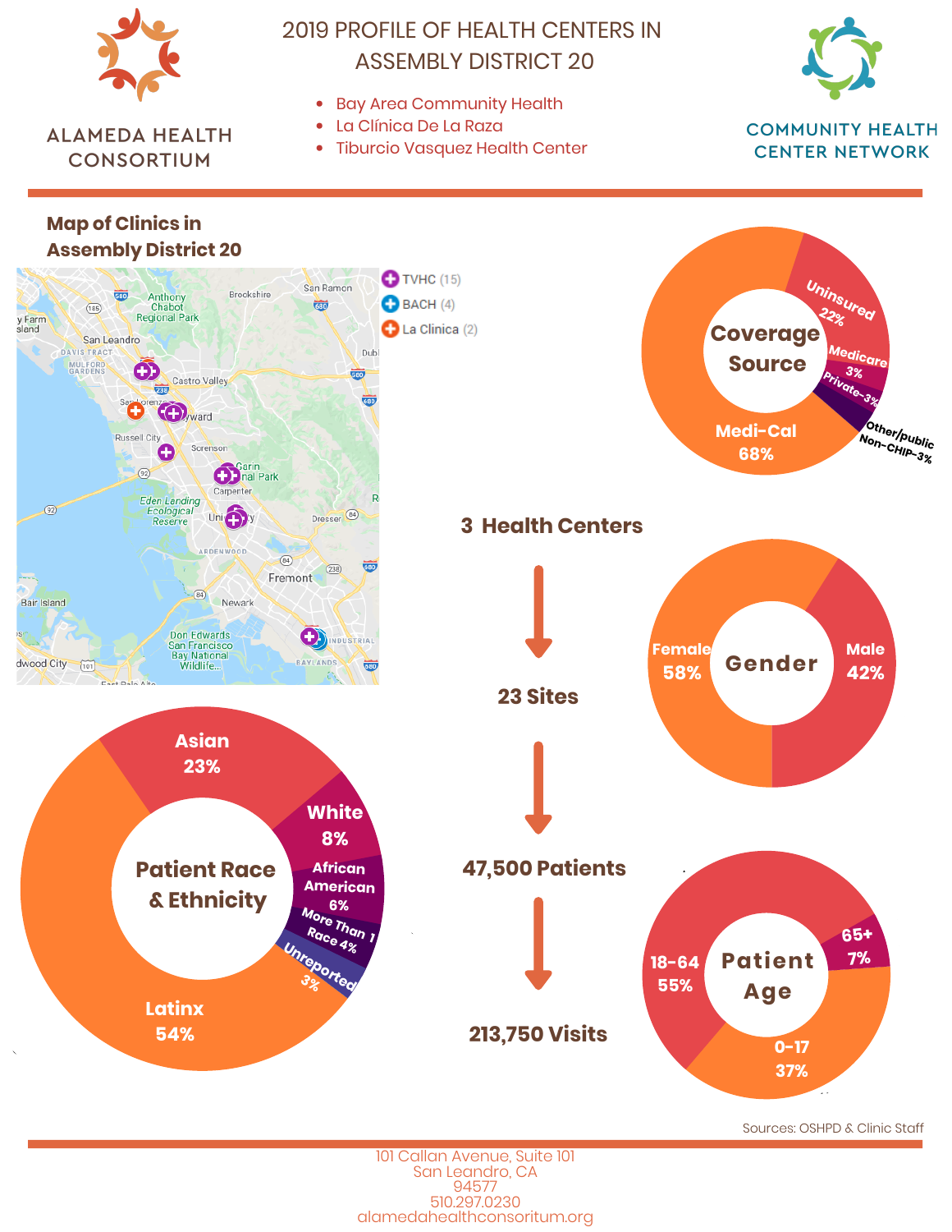ALAMEDA HEALTH CONSORTIUM

# 2019 PROFILE OF HEALTH CENTERS IN ASSEMBLY DISTRICT 20

- Bay Area Community Health
- La Clínica De La Raza
- Tiburcio Vasquez Health Center

COMMUNITY HEALTH CENTER NETWORK

## Map of Clinics in Assembly District 20

- TVHC (15)
- BACH (4)
- La Clinica (2)

## Coverage Source

- Medi-Cal 68%
- Uninsured 22%
- Medicare 3%
- Private-3%
- Other/public Non-CHIP-3%

**3 Health Centers**

**23 Sites**

**47,500 Patients**

**213,750 Visits**

## Gender

- Female 58%
- Male 42%

## Patient Race & Ethnicity

- Latinx 54%
- Asian 23%
- White 8%
- African American 6%
- More Than 1 Race 4%
- Unreported 3%

## Patient Age

- 18-64 55%
- 0-17 37%
- 65+ 7%

Sources: OSHPD & Clinic Staff

101 Callan Avenue, Suite 101
San Leandro, CA
94577
510.297.0230
alamedahealthconsoritum.org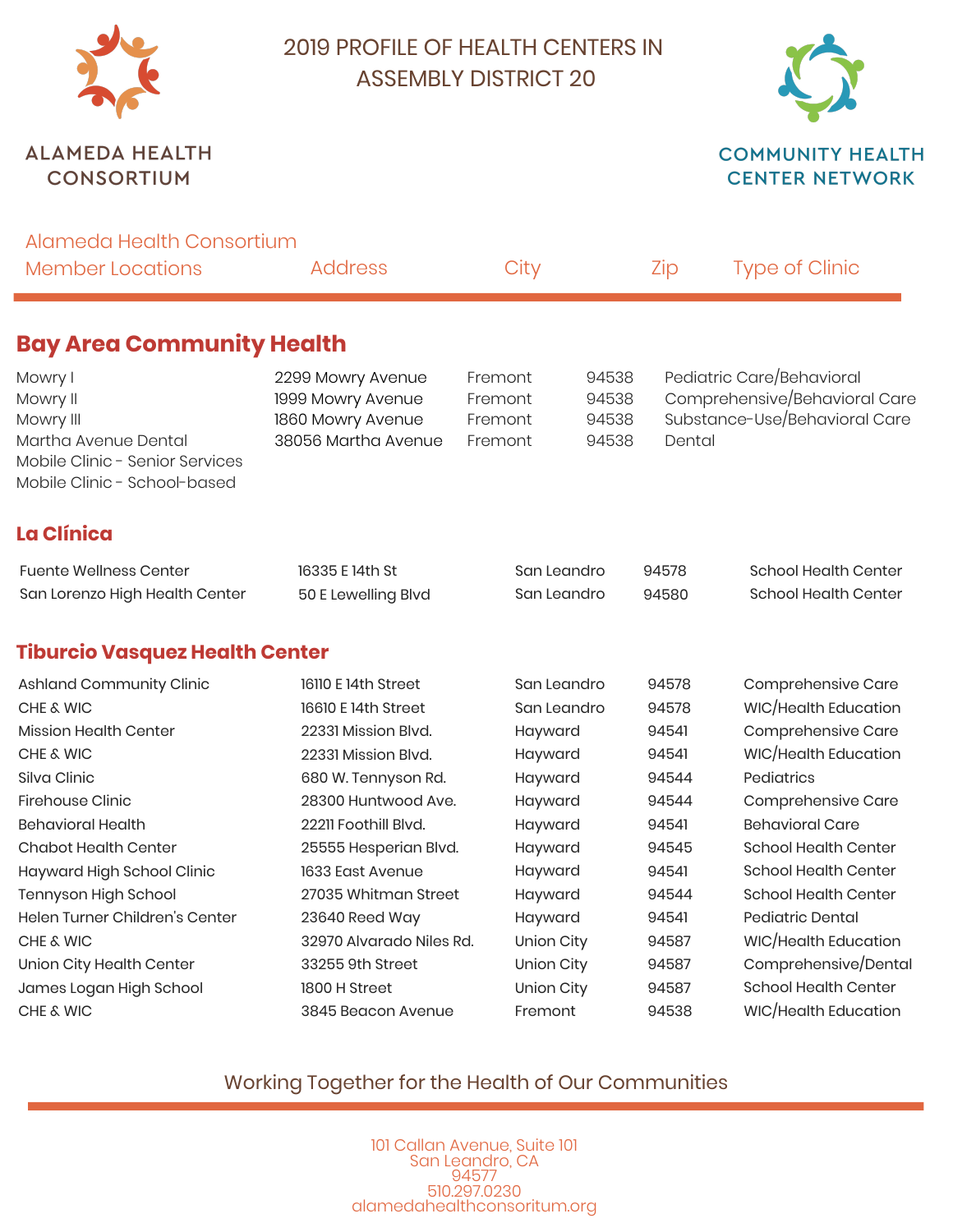# 2019 PROFILE OF HEALTH CENTERS IN ASSEMBLY DISTRICT 20

ALAMEDA HEALTH CONSORTIUM

COMMUNITY HEALTH CENTER NETWORK

| Alameda Health Consortium Member Locations | Address | City | Zip | Type of Clinic |
|---|---|---|---|---|
| **Bay Area Community Health** | | | | |
| Mowry I | 2299 Mowry Avenue | Fremont | 94538 | Pediatric Care/Behavioral |
| Mowry II | 1999 Mowry Avenue | Fremont | 94538 | Comprehensive/Behavioral Care |
| Mowry III | 1860 Mowry Avenue | Fremont | 94538 | Substance-Use/Behavioral Care |
| Martha Avenue Dental | 38056 Martha Avenue | Fremont | 94538 | Dental |
| Mobile Clinic - Senior Services | | | | |
| Mobile Clinic - School-based | | | | |
| **La Clínica** | | | | |
| Fuente Wellness Center | 16335 E 14th St | San Leandro | 94578 | School Health Center |
| San Lorenzo High Health Center | 50 E Lewelling Blvd | San Leandro | 94580 | School Health Center |
| **Tiburcio Vasquez Health Center** | | | | |
| Ashland Community Clinic | 16110 E 14th Street | San Leandro | 94578 | Comprehensive Care |
| CHE & WIC | 16610 E 14th Street | San Leandro | 94578 | WIC/Health Education |
| Mission Health Center | 22331 Mission Blvd. | Hayward | 94541 | Comprehensive Care |
| CHE & WIC | 22331 Mission Blvd. | Hayward | 94541 | WIC/Health Education |
| Silva Clinic | 680 W. Tennyson Rd. | Hayward | 94544 | Pediatrics |
| Firehouse Clinic | 28300 Huntwood Ave. | Hayward | 94544 | Comprehensive Care |
| Behavioral Health | 22211 Foothill Blvd. | Hayward | 94541 | Behavioral Care |
| Chabot Health Center | 25555 Hesperian Blvd. | Hayward | 94545 | School Health Center |
| Hayward High School Clinic | 1633 East Avenue | Hayward | 94541 | School Health Center |
| Tennyson High School | 27035 Whitman Street | Hayward | 94544 | School Health Center |
| Helen Turner Children's Center | 23640 Reed Way | Hayward | 94541 | Pediatric Dental |
| CHE & WIC | 32970 Alvarado Niles Rd. | Union City | 94587 | WIC/Health Education |
| Union City Health Center | 33255 9th Street | Union City | 94587 | Comprehensive/Dental |
| James Logan High School | 1800 H Street | Union City | 94587 | School Health Center |
| CHE & WIC | 3845 Beacon Avenue | Fremont | 94538 | WIC/Health Education |

Working Together for the Health of Our Communities

101 Callan Avenue, Suite 101
San Leandro, CA
94577
510.297.0230
alamedahealthconsoritum.org